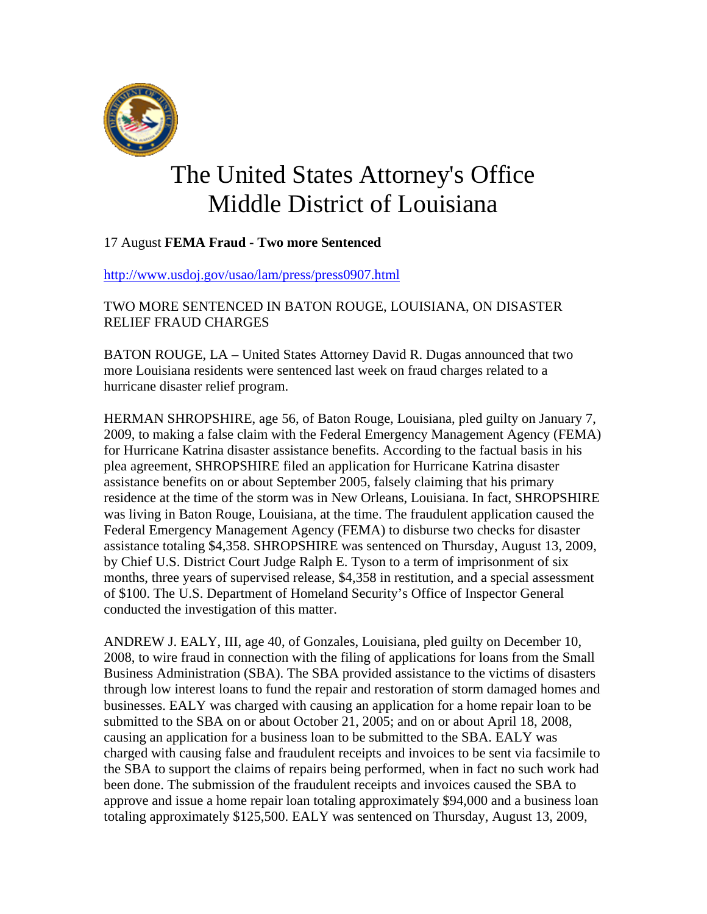# The United States Attorney's Office
# Middle District of Louisiana

17 August **FEMA Fraud - Two more Sentenced**

http://www.usdoj.gov/usao/lam/press/press0907.html

TWO MORE SENTENCED IN BATON ROUGE, LOUISIANA, ON DISASTER RELIEF FRAUD CHARGES

BATON ROUGE, LA – United States Attorney David R. Dugas announced that two more Louisiana residents were sentenced last week on fraud charges related to a hurricane disaster relief program.

HERMAN SHROPSHIRE, age 56, of Baton Rouge, Louisiana, pled guilty on January 7, 2009, to making a false claim with the Federal Emergency Management Agency (FEMA) for Hurricane Katrina disaster assistance benefits. According to the factual basis in his plea agreement, SHROPSHIRE filed an application for Hurricane Katrina disaster assistance benefits on or about September 2005, falsely claiming that his primary residence at the time of the storm was in New Orleans, Louisiana. In fact, SHROPSHIRE was living in Baton Rouge, Louisiana, at the time. The fraudulent application caused the Federal Emergency Management Agency (FEMA) to disburse two checks for disaster assistance totaling $4,358. SHROPSHIRE was sentenced on Thursday, August 13, 2009, by Chief U.S. District Court Judge Ralph E. Tyson to a term of imprisonment of six months, three years of supervised release, $4,358 in restitution, and a special assessment of $100. The U.S. Department of Homeland Security's Office of Inspector General conducted the investigation of this matter.

ANDREW J. EALY, III, age 40, of Gonzales, Louisiana, pled guilty on December 10, 2008, to wire fraud in connection with the filing of applications for loans from the Small Business Administration (SBA). The SBA provided assistance to the victims of disasters through low interest loans to fund the repair and restoration of storm damaged homes and businesses. EALY was charged with causing an application for a home repair loan to be submitted to the SBA on or about October 21, 2005; and on or about April 18, 2008, causing an application for a business loan to be submitted to the SBA. EALY was charged with causing false and fraudulent receipts and invoices to be sent via facsimile to the SBA to support the claims of repairs being performed, when in fact no such work had been done. The submission of the fraudulent receipts and invoices caused the SBA to approve and issue a home repair loan totaling approximately $94,000 and a business loan totaling approximately $125,500. EALY was sentenced on Thursday, August 13, 2009,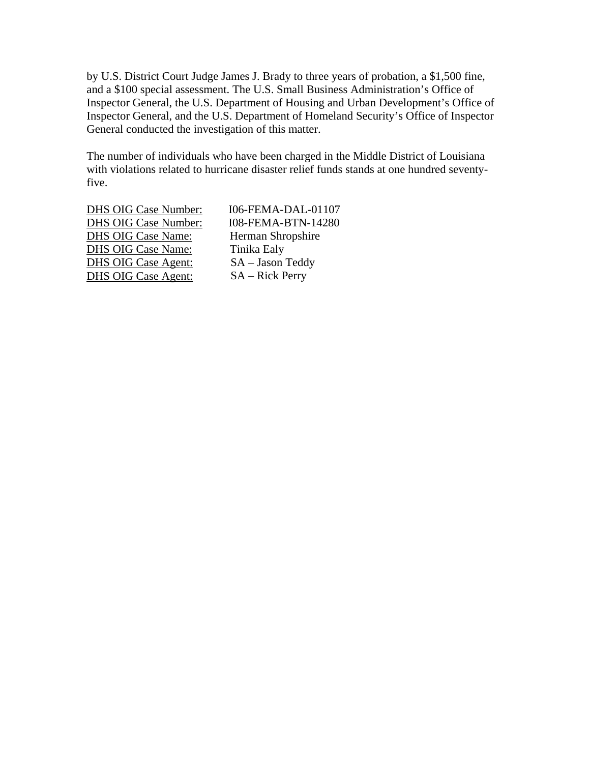by U.S. District Court Judge James J. Brady to three years of probation, a $1,500 fine, and a $100 special assessment. The U.S. Small Business Administration's Office of Inspector General, the U.S. Department of Housing and Urban Development's Office of Inspector General, and the U.S. Department of Homeland Security's Office of Inspector General conducted the investigation of this matter.

The number of individuals who have been charged in the Middle District of Louisiana with violations related to hurricane disaster relief funds stands at one hundred seventy-five.

| | |
|---|---|
| <u>DHS OIG Case Number:</u> | I06-FEMA-DAL-01107 |
| <u>DHS OIG Case Number:</u> | I08-FEMA-BTN-14280 |
| <u>DHS OIG Case Name:</u> | Herman Shropshire |
| <u>DHS OIG Case Name:</u> | Tinika Ealy |
| <u>DHS OIG Case Agent:</u> | SA – Jason Teddy |
| <u>DHS OIG Case Agent:</u> | SA – Rick Perry |